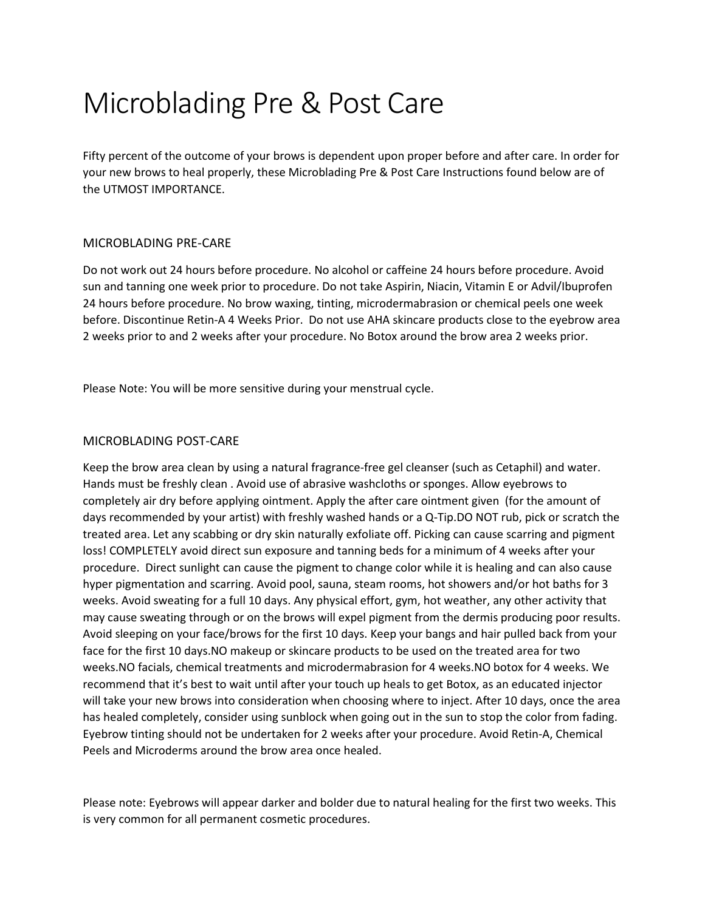# Microblading Pre & Post Care

Fifty percent of the outcome of your brows is dependent upon proper before and after care. In order for your new brows to heal properly, these Microblading Pre & Post Care Instructions found below are of the UTMOST IMPORTANCE.

## MICROBLADING PRE-CARE

Do not work out 24 hours before procedure. No alcohol or caffeine 24 hours before procedure. Avoid sun and tanning one week prior to procedure. Do not take Aspirin, Niacin, Vitamin E or Advil/Ibuprofen 24 hours before procedure. No brow waxing, tinting, microdermabrasion or chemical peels one week before. Discontinue Retin-A 4 Weeks Prior. Do not use AHA skincare products close to the eyebrow area 2 weeks prior to and 2 weeks after your procedure. No Botox around the brow area 2 weeks prior.

Please Note: You will be more sensitive during your menstrual cycle.

## MICROBLADING POST-CARE

Keep the brow area clean by using a natural fragrance-free gel cleanser (such as Cetaphil) and water. Hands must be freshly clean . Avoid use of abrasive washcloths or sponges. Allow eyebrows to completely air dry before applying ointment. Apply the after care ointment given (for the amount of days recommended by your artist) with freshly washed hands or a Q-Tip.DO NOT rub, pick or scratch the treated area. Let any scabbing or dry skin naturally exfoliate off. Picking can cause scarring and pigment loss! COMPLETELY avoid direct sun exposure and tanning beds for a minimum of 4 weeks after your procedure. Direct sunlight can cause the pigment to change color while it is healing and can also cause hyper pigmentation and scarring. Avoid pool, sauna, steam rooms, hot showers and/or hot baths for 3 weeks. Avoid sweating for a full 10 days. Any physical effort, gym, hot weather, any other activity that may cause sweating through or on the brows will expel pigment from the dermis producing poor results. Avoid sleeping on your face/brows for the first 10 days. Keep your bangs and hair pulled back from your face for the first 10 days.NO makeup or skincare products to be used on the treated area for two weeks.NO facials, chemical treatments and microdermabrasion for 4 weeks.NO botox for 4 weeks. We recommend that it's best to wait until after your touch up heals to get Botox, as an educated injector will take your new brows into consideration when choosing where to inject. After 10 days, once the area has healed completely, consider using sunblock when going out in the sun to stop the color from fading. Eyebrow tinting should not be undertaken for 2 weeks after your procedure. Avoid Retin-A, Chemical Peels and Microderms around the brow area once healed.

Please note: Eyebrows will appear darker and bolder due to natural healing for the first two weeks. This is very common for all permanent cosmetic procedures.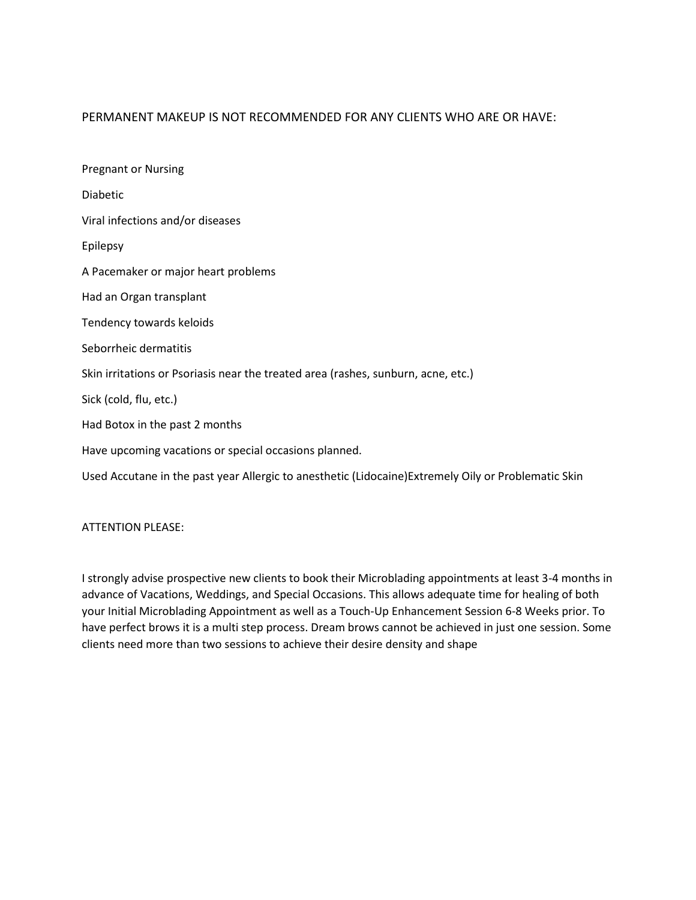PERMANENT MAKEUP IS NOT RECOMMENDED FOR ANY CLIENTS WHO ARE OR HAVE:

Pregnant or Nursing

Diabetic

Viral infections and/or diseases

Epilepsy

A Pacemaker or major heart problems

Had an Organ transplant

Tendency towards keloids

Seborrheic dermatitis

Skin irritations or Psoriasis near the treated area (rashes, sunburn, acne, etc.)

Sick (cold, flu, etc.)

Had Botox in the past 2 months

Have upcoming vacations or special occasions planned.

Used Accutane in the past year Allergic to anesthetic (Lidocaine)Extremely Oily or Problematic Skin

ATTENTION PLEASE:

I strongly advise prospective new clients to book their Microblading appointments at least 3-4 months in advance of Vacations, Weddings, and Special Occasions. This allows adequate time for healing of both your Initial Microblading Appointment as well as a Touch-Up Enhancement Session 6-8 Weeks prior. To have perfect brows it is a multi step process. Dream brows cannot be achieved in just one session. Some clients need more than two sessions to achieve their desire density and shape